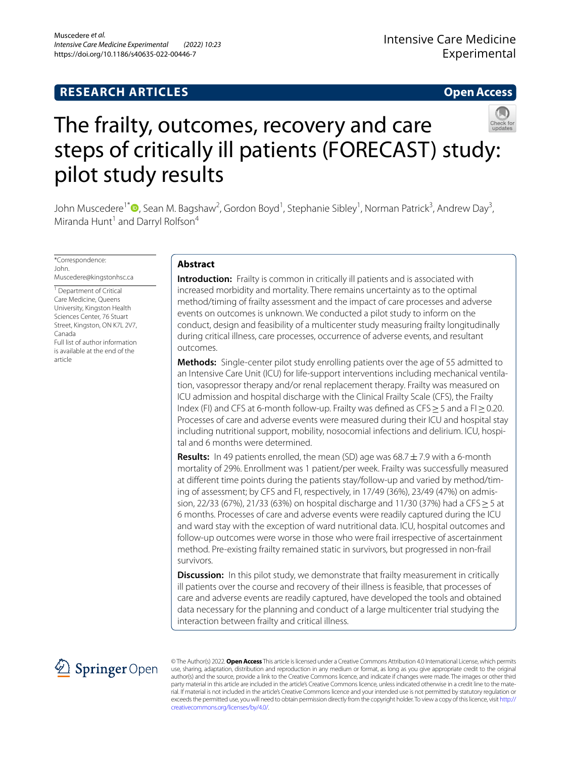RESEARCH ARTICLES

Open Access

# The frailty, outcomes, recovery and care steps of critically ill patients (FORECAST) study: pilot study results

John Muscedere[1*], Sean M. Bagshaw[2], Gordon Boyd[1], Stephanie Sibley[1], Norman Patrick[3], Andrew Day[3], Miranda Hunt[1] and Darryl Rolfson[4]

*Correspondence: John.Muscedere@kingstonhsc.ca

[1] Department of Critical Care Medicine, Queens University, Kingston Health Sciences Center, 76 Stuart Street, Kingston, ON K7L 2V7, Canada

Full list of author information is available at the end of the article

## Abstract

**Introduction:** Frailty is common in critically ill patients and is associated with increased morbidity and mortality. There remains uncertainty as to the optimal method/timing of frailty assessment and the impact of care processes and adverse events on outcomes is unknown. We conducted a pilot study to inform on the conduct, design and feasibility of a multicenter study measuring frailty longitudinally during critical illness, care processes, occurrence of adverse events, and resultant outcomes.

**Methods:** Single-center pilot study enrolling patients over the age of 55 admitted to an Intensive Care Unit (ICU) for life-support interventions including mechanical ventilation, vasopressor therapy and/or renal replacement therapy. Frailty was measured on ICU admission and hospital discharge with the Clinical Frailty Scale (CFS), the Frailty Index (FI) and CFS at 6-month follow-up. Frailty was defined as CFS $\geq$ 5 and a FI $\geq$ 0.20. Processes of care and adverse events were measured during their ICU and hospital stay including nutritional support, mobility, nosocomial infections and delirium. ICU, hospital and 6 months were determined.

**Results:** In 49 patients enrolled, the mean (SD) age was 68.7 $\pm$ 7.9 with a 6-month mortality of 29%. Enrollment was 1 patient/per week. Frailty was successfully measured at different time points during the patients stay/follow-up and varied by method/timing of assessment; by CFS and FI, respectively, in 17/49 (36%), 23/49 (47%) on admission, 22/33 (67%), 21/33 (63%) on hospital discharge and 11/30 (37%) had a CFS $\geq$ 5 at 6 months. Processes of care and adverse events were readily captured during the ICU and ward stay with the exception of ward nutritional data. ICU, hospital outcomes and follow-up outcomes were worse in those who were frail irrespective of ascertainment method. Pre-existing frailty remained static in survivors, but progressed in non-frail survivors.

**Discussion:** In this pilot study, we demonstrate that frailty measurement in critically ill patients over the course and recovery of their illness is feasible, that processes of care and adverse events are readily captured, have developed the tools and obtained data necessary for the planning and conduct of a large multicenter trial studying the interaction between frailty and critical illness.

© The Author(s) 2022. **Open Access** This article is licensed under a Creative Commons Attribution 4.0 International License, which permits use, sharing, adaptation, distribution and reproduction in any medium or format, as long as you give appropriate credit to the original author(s) and the source, provide a link to the Creative Commons licence, and indicate if changes were made. The images or other third party material in this article are included in the article's Creative Commons licence, unless indicated otherwise in a credit line to the material. If material is not included in the article's Creative Commons licence and your intended use is not permitted by statutory regulation or exceeds the permitted use, you will need to obtain permission directly from the copyright holder. To view a copy of this licence, visit http://creativecommons.org/licenses/by/4.0/.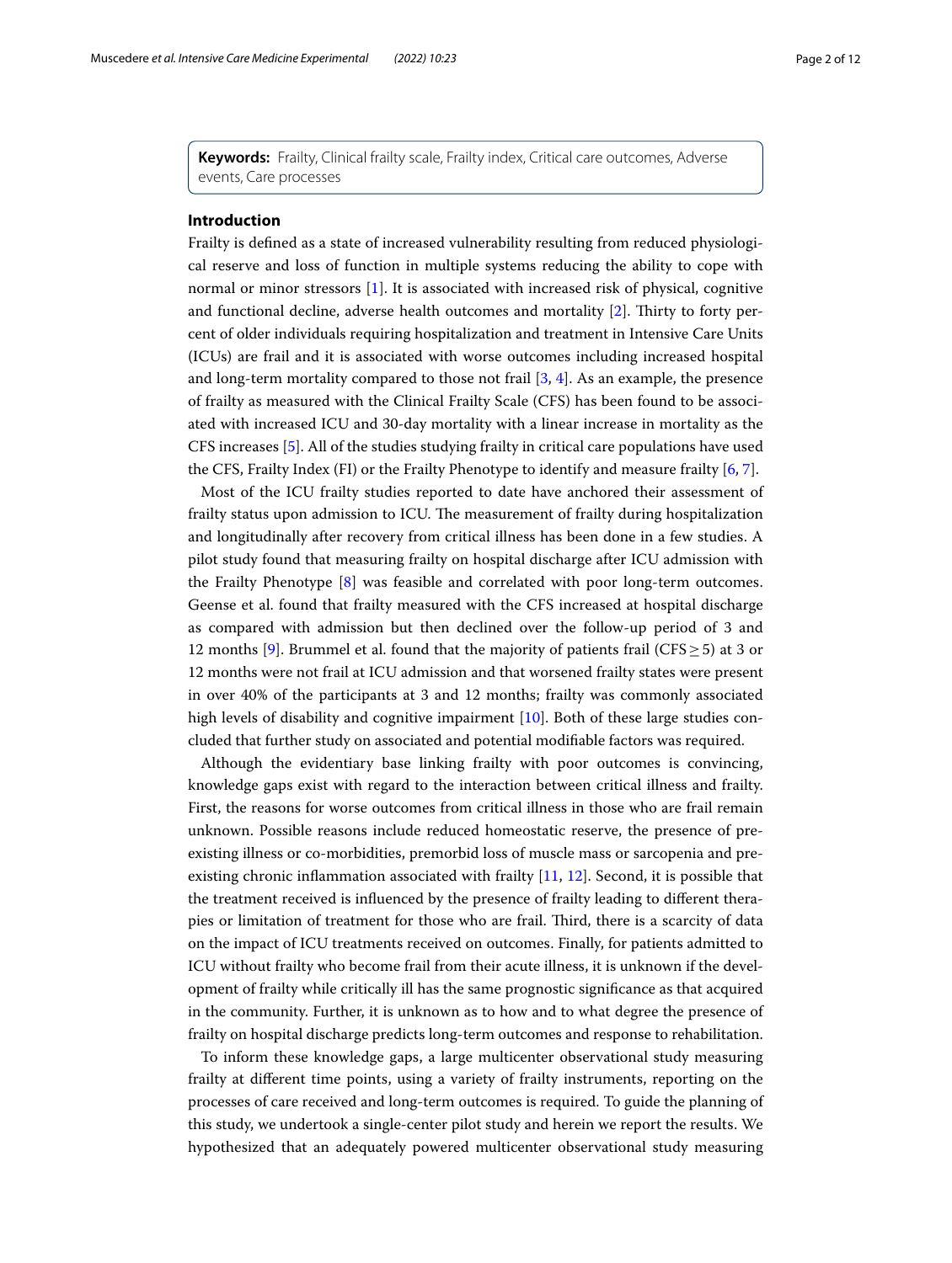**Keywords:** Frailty, Clinical frailty scale, Frailty index, Critical care outcomes, Adverse events, Care processes

## Introduction

Frailty is defined as a state of increased vulnerability resulting from reduced physiological reserve and loss of function in multiple systems reducing the ability to cope with normal or minor stressors [1]. It is associated with increased risk of physical, cognitive and functional decline, adverse health outcomes and mortality [2]. Thirty to forty percent of older individuals requiring hospitalization and treatment in Intensive Care Units (ICUs) are frail and it is associated with worse outcomes including increased hospital and long-term mortality compared to those not frail [3, 4]. As an example, the presence of frailty as measured with the Clinical Frailty Scale (CFS) has been found to be associated with increased ICU and 30-day mortality with a linear increase in mortality as the CFS increases [5]. All of the studies studying frailty in critical care populations have used the CFS, Frailty Index (FI) or the Frailty Phenotype to identify and measure frailty [6, 7].

Most of the ICU frailty studies reported to date have anchored their assessment of frailty status upon admission to ICU. The measurement of frailty during hospitalization and longitudinally after recovery from critical illness has been done in a few studies. A pilot study found that measuring frailty on hospital discharge after ICU admission with the Frailty Phenotype [8] was feasible and correlated with poor long-term outcomes. Geense et al. found that frailty measured with the CFS increased at hospital discharge as compared with admission but then declined over the follow-up period of 3 and 12 months [9]. Brummel et al. found that the majority of patients frail (CFS $\geq$ 5) at 3 or 12 months were not frail at ICU admission and that worsened frailty states were present in over 40% of the participants at 3 and 12 months; frailty was commonly associated high levels of disability and cognitive impairment [10]. Both of these large studies concluded that further study on associated and potential modifiable factors was required.

Although the evidentiary base linking frailty with poor outcomes is convincing, knowledge gaps exist with regard to the interaction between critical illness and frailty. First, the reasons for worse outcomes from critical illness in those who are frail remain unknown. Possible reasons include reduced homeostatic reserve, the presence of pre-existing illness or co-morbidities, premorbid loss of muscle mass or sarcopenia and pre-existing chronic inflammation associated with frailty [11, 12]. Second, it is possible that the treatment received is influenced by the presence of frailty leading to different therapies or limitation of treatment for those who are frail. Third, there is a scarcity of data on the impact of ICU treatments received on outcomes. Finally, for patients admitted to ICU without frailty who become frail from their acute illness, it is unknown if the development of frailty while critically ill has the same prognostic significance as that acquired in the community. Further, it is unknown as to how and to what degree the presence of frailty on hospital discharge predicts long-term outcomes and response to rehabilitation.

To inform these knowledge gaps, a large multicenter observational study measuring frailty at different time points, using a variety of frailty instruments, reporting on the processes of care received and long-term outcomes is required. To guide the planning of this study, we undertook a single-center pilot study and herein we report the results. We hypothesized that an adequately powered multicenter observational study measuring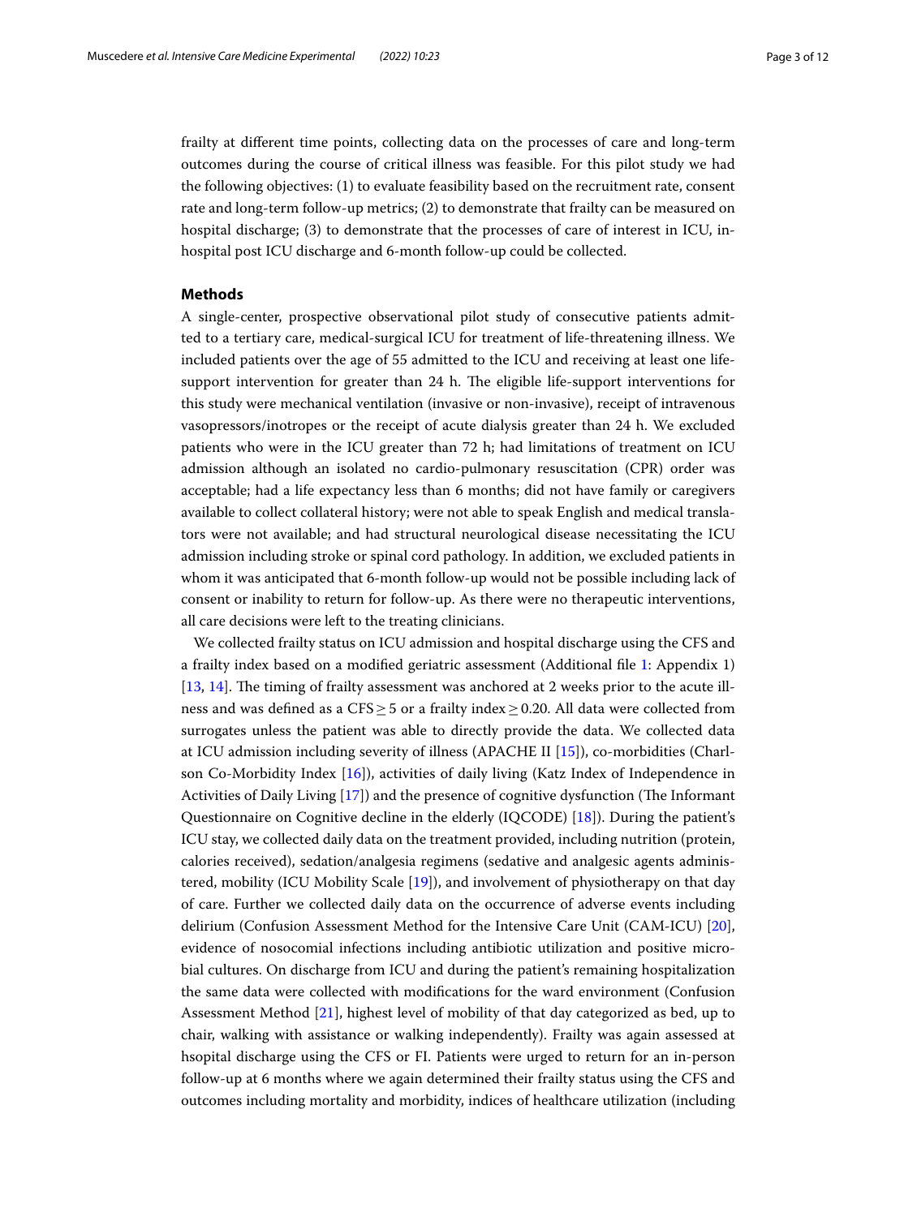frailty at different time points, collecting data on the processes of care and long-term outcomes during the course of critical illness was feasible. For this pilot study we had the following objectives: (1) to evaluate feasibility based on the recruitment rate, consent rate and long-term follow-up metrics; (2) to demonstrate that frailty can be measured on hospital discharge; (3) to demonstrate that the processes of care of interest in ICU, in-hospital post ICU discharge and 6-month follow-up could be collected.

## Methods

A single-center, prospective observational pilot study of consecutive patients admitted to a tertiary care, medical-surgical ICU for treatment of life-threatening illness. We included patients over the age of 55 admitted to the ICU and receiving at least one life-support intervention for greater than 24 h. The eligible life-support interventions for this study were mechanical ventilation (invasive or non-invasive), receipt of intravenous vasopressors/inotropes or the receipt of acute dialysis greater than 24 h. We excluded patients who were in the ICU greater than 72 h; had limitations of treatment on ICU admission although an isolated no cardio-pulmonary resuscitation (CPR) order was acceptable; had a life expectancy less than 6 months; did not have family or caregivers available to collect collateral history; were not able to speak English and medical translators were not available; and had structural neurological disease necessitating the ICU admission including stroke or spinal cord pathology. In addition, we excluded patients in whom it was anticipated that 6-month follow-up would not be possible including lack of consent or inability to return for follow-up. As there were no therapeutic interventions, all care decisions were left to the treating clinicians.

We collected frailty status on ICU admission and hospital discharge using the CFS and a frailty index based on a modified geriatric assessment (Additional file 1: Appendix 1) [13, 14]. The timing of frailty assessment was anchored at 2 weeks prior to the acute illness and was defined as a CFS $\geq$ 5 or a frailty index $\geq$ 0.20. All data were collected from surrogates unless the patient was able to directly provide the data. We collected data at ICU admission including severity of illness (APACHE II [15]), co-morbidities (Charlson Co-Morbidity Index [16]), activities of daily living (Katz Index of Independence in Activities of Daily Living [17]) and the presence of cognitive dysfunction (The Informant Questionnaire on Cognitive decline in the elderly (IQCODE) [18]). During the patient's ICU stay, we collected daily data on the treatment provided, including nutrition (protein, calories received), sedation/analgesia regimens (sedative and analgesic agents administered, mobility (ICU Mobility Scale [19]), and involvement of physiotherapy on that day of care. Further we collected daily data on the occurrence of adverse events including delirium (Confusion Assessment Method for the Intensive Care Unit (CAM-ICU) [20], evidence of nosocomial infections including antibiotic utilization and positive microbial cultures. On discharge from ICU and during the patient's remaining hospitalization the same data were collected with modifications for the ward environment (Confusion Assessment Method [21], highest level of mobility of that day categorized as bed, up to chair, walking with assistance or walking independently). Frailty was again assessed at hsopital discharge using the CFS or FI. Patients were urged to return for an in-person follow-up at 6 months where we again determined their frailty status using the CFS and outcomes including mortality and morbidity, indices of healthcare utilization (including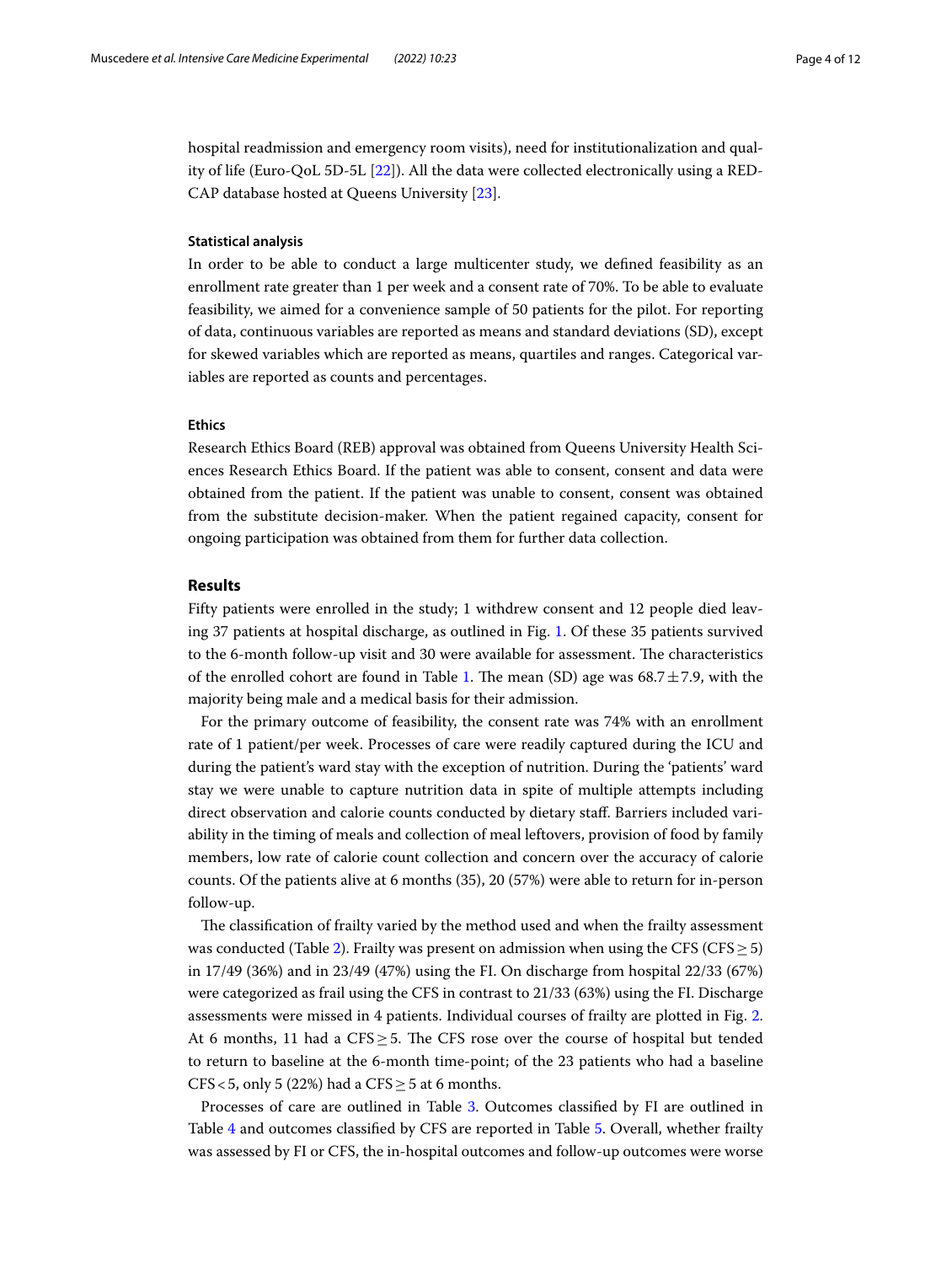hospital readmission and emergency room visits), need for institutionalization and quality of life (Euro-QoL 5D-5L [22]). All the data were collected electronically using a REDCAP database hosted at Queens University [23].

#### Statistical analysis

In order to be able to conduct a large multicenter study, we defined feasibility as an enrollment rate greater than 1 per week and a consent rate of 70%. To be able to evaluate feasibility, we aimed for a convenience sample of 50 patients for the pilot. For reporting of data, continuous variables are reported as means and standard deviations (SD), except for skewed variables which are reported as means, quartiles and ranges. Categorical variables are reported as counts and percentages.

#### Ethics

Research Ethics Board (REB) approval was obtained from Queens University Health Sciences Research Ethics Board. If the patient was able to consent, consent and data were obtained from the patient. If the patient was unable to consent, consent was obtained from the substitute decision-maker. When the patient regained capacity, consent for ongoing participation was obtained from them for further data collection.

## Results

Fifty patients were enrolled in the study; 1 withdrew consent and 12 people died leaving 37 patients at hospital discharge, as outlined in Fig. 1. Of these 35 patients survived to the 6-month follow-up visit and 30 were available for assessment. The characteristics of the enrolled cohort are found in Table 1. The mean (SD) age was $68.7 \pm 7.9$, with the majority being male and a medical basis for their admission.

For the primary outcome of feasibility, the consent rate was 74% with an enrollment rate of 1 patient/per week. Processes of care were readily captured during the ICU and during the patient's ward stay with the exception of nutrition. During the 'patients' ward stay we were unable to capture nutrition data in spite of multiple attempts including direct observation and calorie counts conducted by dietary staff. Barriers included variability in the timing of meals and collection of meal leftovers, provision of food by family members, low rate of calorie count collection and concern over the accuracy of calorie counts. Of the patients alive at 6 months (35), 20 (57%) were able to return for in-person follow-up.

The classification of frailty varied by the method used and when the frailty assessment was conducted (Table 2). Frailty was present on admission when using the CFS (CFS $\geq 5$) in 17/49 (36%) and in 23/49 (47%) using the FI. On discharge from hospital 22/33 (67%) were categorized as frail using the CFS in contrast to 21/33 (63%) using the FI. Discharge assessments were missed in 4 patients. Individual courses of frailty are plotted in Fig. 2. At 6 months, 11 had a CFS $\geq 5$. The CFS rose over the course of hospital but tended to return to baseline at the 6-month time-point; of the 23 patients who had a baseline CFS $< 5$, only 5 (22%) had a CFS $\geq 5$ at 6 months.

Processes of care are outlined in Table 3. Outcomes classified by FI are outlined in Table 4 and outcomes classified by CFS are reported in Table 5. Overall, whether frailty was assessed by FI or CFS, the in-hospital outcomes and follow-up outcomes were worse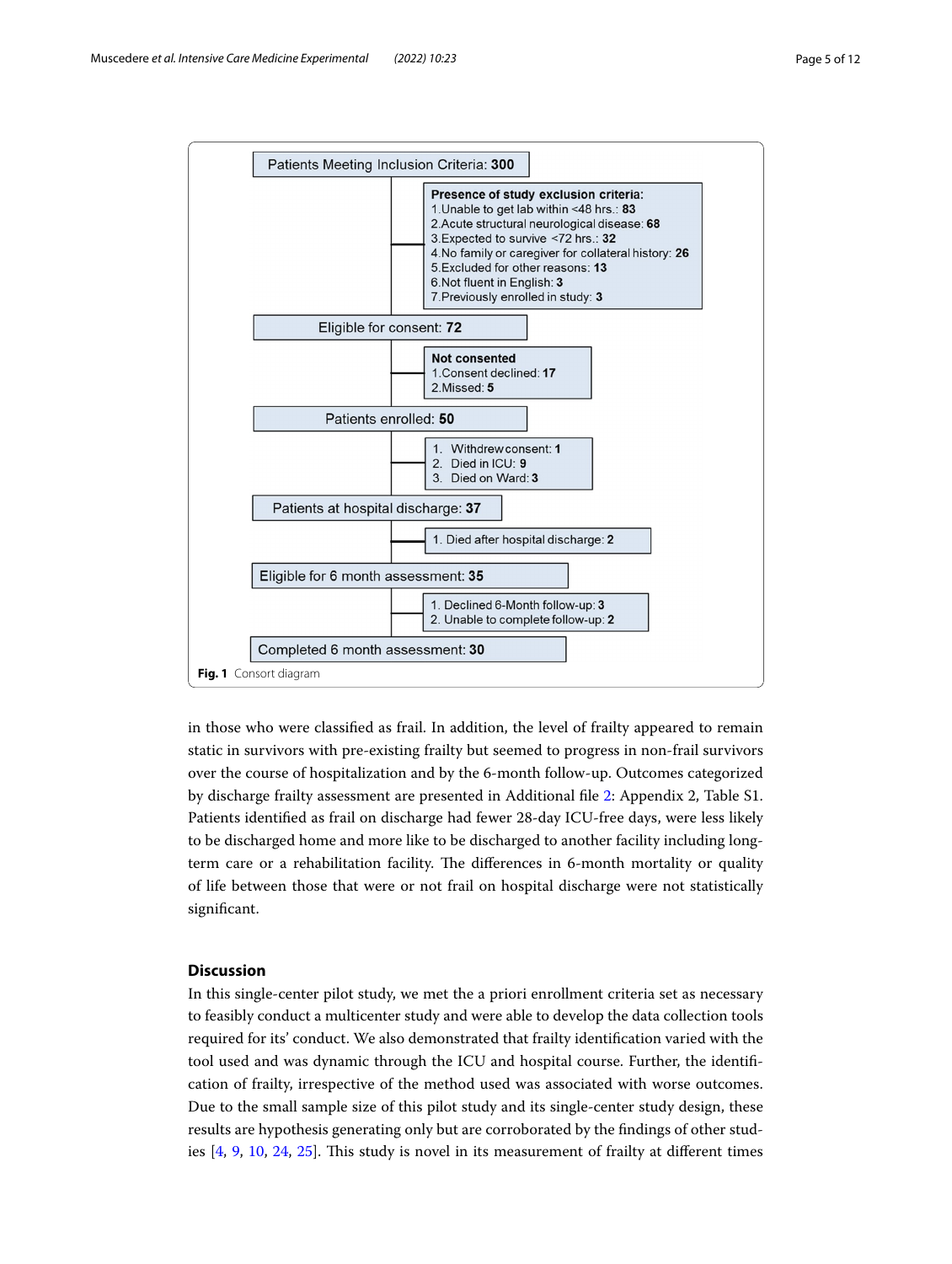Patients Meeting Inclusion Criteria: **300**

**Presence of study exclusion criteria:**
1. Unable to get lab within <48 hrs.: **83**
2. Acute structural neurological disease: **68**
3. Expected to survive <72 hrs.: **32**
4. No family or caregiver for collateral history: **26**
5. Excluded for other reasons: **13**
6. Not fluent in English: **3**
7. Previously enrolled in study: **3**

Eligible for consent: **72**

**Not consented**
1. Consent declined: **17**
2. Missed: **5**

Patients enrolled: **50**

1. Withdrew consent: **1**
2. Died in ICU: **9**
3. Died on Ward: **3**

Patients at hospital discharge: **37**

1. Died after hospital discharge: **2**

Eligible for 6 month assessment: **35**

1. Declined 6-Month follow-up: **3**
2. Unable to complete follow-up: **2**

Completed 6 month assessment: **30**

**Fig. 1** Consort diagram

in those who were classified as frail. In addition, the level of frailty appeared to remain static in survivors with pre-existing frailty but seemed to progress in non-frail survivors over the course of hospitalization and by the 6-month follow-up. Outcomes categorized by discharge frailty assessment are presented in Additional file 2: Appendix 2, Table S1. Patients identified as frail on discharge had fewer 28-day ICU-free days, were less likely to be discharged home and more like to be discharged to another facility including long-term care or a rehabilitation facility. The differences in 6-month mortality or quality of life between those that were or not frail on hospital discharge were not statistically significant.

## Discussion

In this single-center pilot study, we met the a priori enrollment criteria set as necessary to feasibly conduct a multicenter study and were able to develop the data collection tools required for its' conduct. We also demonstrated that frailty identification varied with the tool used and was dynamic through the ICU and hospital course. Further, the identification of frailty, irrespective of the method used was associated with worse outcomes. Due to the small sample size of this pilot study and its single-center study design, these results are hypothesis generating only but are corroborated by the findings of other studies [4, 9, 10, 24, 25]. This study is novel in its measurement of frailty at different times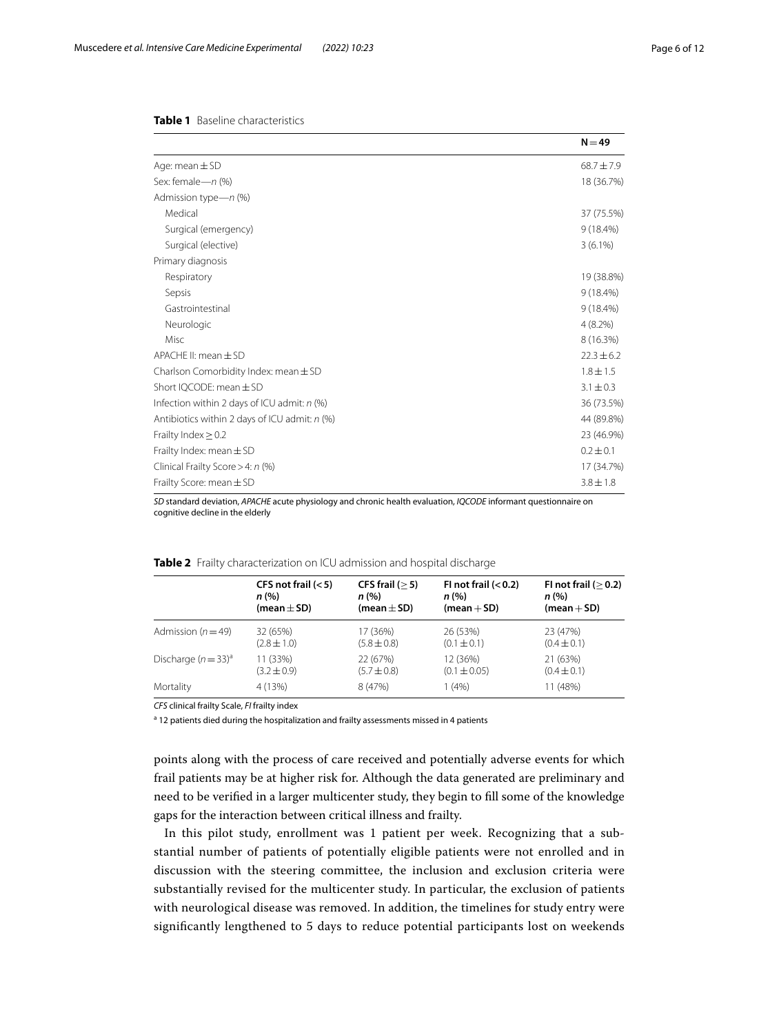**Table 1** Baseline characteristics

| | N = 49 |
|---|---|
| Age: mean ± SD | 68.7 ± 7.9 |
| Sex: female—*n* (%) | 18 (36.7%) |
| Admission type—*n* (%) | |
| Medical | 37 (75.5%) |
| Surgical (emergency) | 9 (18.4%) |
| Surgical (elective) | 3 (6.1%) |
| Primary diagnosis | |
| Respiratory | 19 (38.8%) |
| Sepsis | 9 (18.4%) |
| Gastrointestinal | 9 (18.4%) |
| Neurologic | 4 (8.2%) |
| Misc | 8 (16.3%) |
| APACHE II: mean ± SD | 22.3 ± 6.2 |
| Charlson Comorbidity Index: mean ± SD | 1.8 ± 1.5 |
| Short IQCODE: mean ± SD | 3.1 ± 0.3 |
| Infection within 2 days of ICU admit: *n* (%) | 36 (73.5%) |
| Antibiotics within 2 days of ICU admit: *n* (%) | 44 (89.8%) |
| Frailty Index ≥ 0.2 | 23 (46.9%) |
| Frailty Index: mean ± SD | 0.2 ± 0.1 |
| Clinical Frailty Score > 4: *n* (%) | 17 (34.7%) |
| Frailty Score: mean ± SD | 3.8 ± 1.8 |

*SD* standard deviation, *APACHE* acute physiology and chronic health evaluation, *IQCODE* informant questionnaire on cognitive decline in the elderly

**Table 2** Frailty characterization on ICU admission and hospital discharge

| | CFS not frail (< 5) *n* (%) (mean ± SD) | CFS frail (≥ 5) *n* (%) (mean ± SD) | FI not frail (< 0.2) *n* (%) (mean + SD) | FI not frail (≥ 0.2) *n* (%) (mean + SD) |
|---|---|---|---|---|
| Admission (*n* = 49) | 32 (65%) (2.8 ± 1.0) | 17 (36%) (5.8 ± 0.8) | 26 (53%) (0.1 ± 0.1) | 23 (47%) (0.4 ± 0.1) |
| Discharge (*n* = 33)[a] | 11 (33%) (3.2 ± 0.9) | 22 (67%) (5.7 ± 0.8) | 12 (36%) (0.1 ± 0.05) | 21 (63%) (0.4 ± 0.1) |
| Mortality | 4 (13%) | 8 (47%) | 1 (4%) | 11 (48%) |

*CFS* clinical frailty Scale, *FI* frailty index

[a] 12 patients died during the hospitalization and frailty assessments missed in 4 patients

points along with the process of care received and potentially adverse events for which frail patients may be at higher risk for. Although the data generated are preliminary and need to be verified in a larger multicenter study, they begin to fill some of the knowledge gaps for the interaction between critical illness and frailty.

In this pilot study, enrollment was 1 patient per week. Recognizing that a substantial number of patients of potentially eligible patients were not enrolled and in discussion with the steering committee, the inclusion and exclusion criteria were substantially revised for the multicenter study. In particular, the exclusion of patients with neurological disease was removed. In addition, the timelines for study entry were significantly lengthened to 5 days to reduce potential participants lost on weekends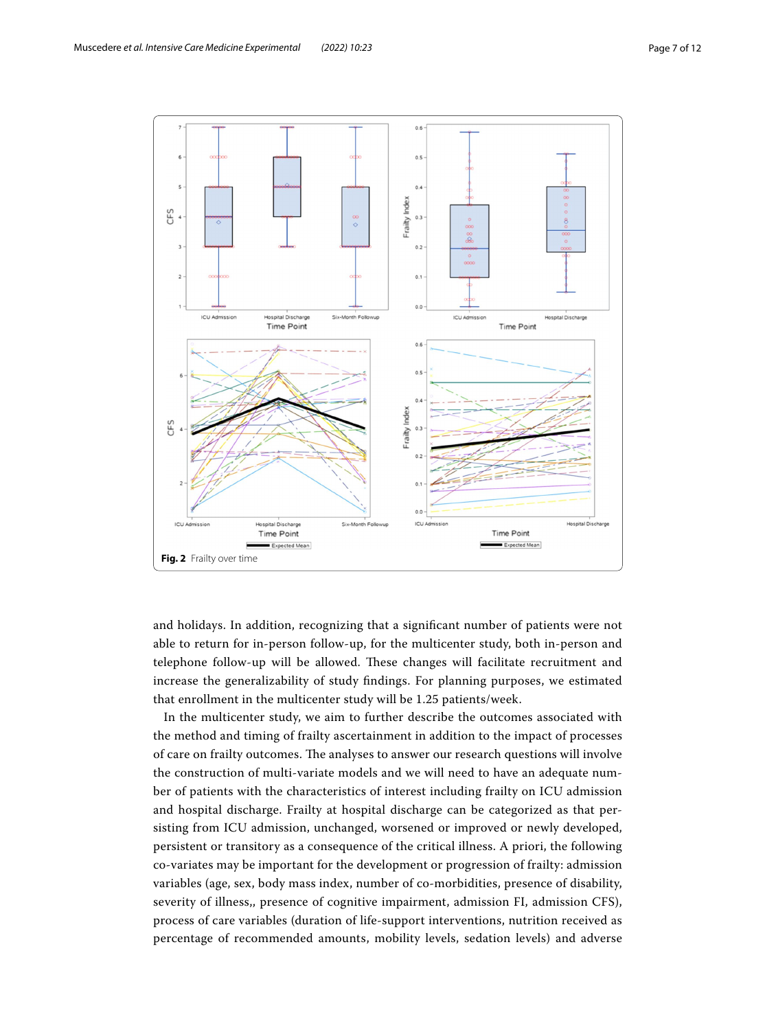**Fig. 2** Frailty over time

and holidays. In addition, recognizing that a significant number of patients were not able to return for in-person follow-up, for the multicenter study, both in-person and telephone follow-up will be allowed. These changes will facilitate recruitment and increase the generalizability of study findings. For planning purposes, we estimated that enrollment in the multicenter study will be 1.25 patients/week.

In the multicenter study, we aim to further describe the outcomes associated with the method and timing of frailty ascertainment in addition to the impact of processes of care on frailty outcomes. The analyses to answer our research questions will involve the construction of multi-variate models and we will need to have an adequate number of patients with the characteristics of interest including frailty on ICU admission and hospital discharge. Frailty at hospital discharge can be categorized as that persisting from ICU admission, unchanged, worsened or improved or newly developed, persistent or transitory as a consequence of the critical illness. A priori, the following co-variates may be important for the development or progression of frailty: admission variables (age, sex, body mass index, number of co-morbidities, presence of disability, severity of illness,, presence of cognitive impairment, admission FI, admission CFS), process of care variables (duration of life-support interventions, nutrition received as percentage of recommended amounts, mobility levels, sedation levels) and adverse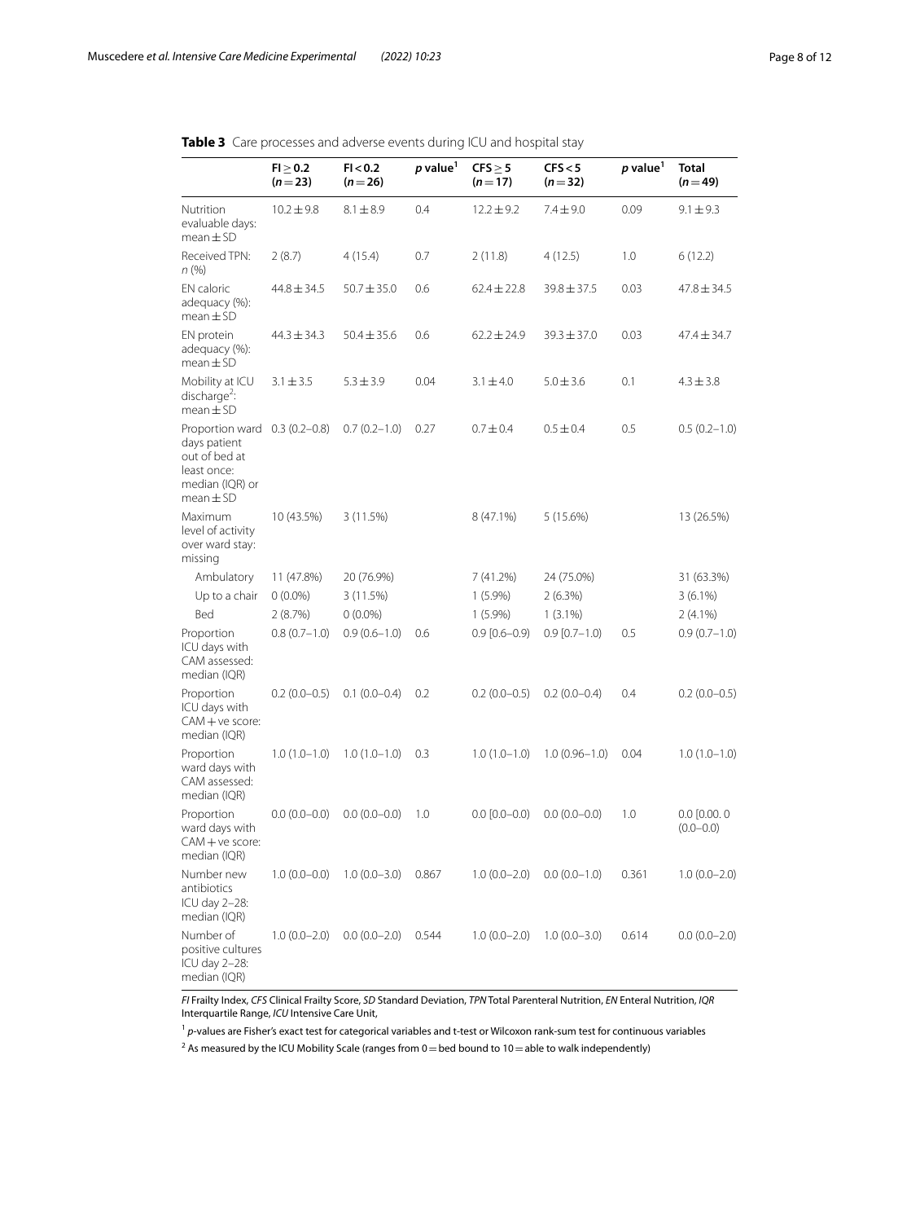**Table 3** Care processes and adverse events during ICU and hospital stay

| | FI ≥ 0.2 (*n* = 23) | FI < 0.2 (*n* = 26) | *p* value[1] | CFS ≥ 5 (*n* = 17) | CFS < 5 (*n* = 32) | *p* value[1] | Total (*n* = 49) |
|---|---|---|---|---|---|---|---|
| Nutrition evaluable days: mean ± SD | 10.2 ± 9.8 | 8.1 ± 8.9 | 0.4 | 12.2 ± 9.2 | 7.4 ± 9.0 | 0.09 | 9.1 ± 9.3 |
| Received TPN: *n* (%) | 2 (8.7) | 4 (15.4) | 0.7 | 2 (11.8) | 4 (12.5) | 1.0 | 6 (12.2) |
| EN caloric adequacy (%): mean ± SD | 44.8 ± 34.5 | 50.7 ± 35.0 | 0.6 | 62.4 ± 22.8 | 39.8 ± 37.5 | 0.03 | 47.8 ± 34.5 |
| EN protein adequacy (%): mean ± SD | 44.3 ± 34.3 | 50.4 ± 35.6 | 0.6 | 62.2 ± 24.9 | 39.3 ± 37.0 | 0.03 | 47.4 ± 34.7 |
| Mobility at ICU discharge[2]: mean ± SD | 3.1 ± 3.5 | 5.3 ± 3.9 | 0.04 | 3.1 ± 4.0 | 5.0 ± 3.6 | 0.1 | 4.3 ± 3.8 |
| Proportion ward days patient out of bed at least once: median (IQR) or mean ± SD | 0.3 (0.2–0.8) | 0.7 (0.2–1.0) | 0.27 | 0.7 ± 0.4 | 0.5 ± 0.4 | 0.5 | 0.5 (0.2–1.0) |
| Maximum level of activity over ward stay: missing | 10 (43.5%) | 3 (11.5%) | | 8 (47.1%) | 5 (15.6%) | | 13 (26.5%) |
| Ambulatory | 11 (47.8%) | 20 (76.9%) | | 7 (41.2%) | 24 (75.0%) | | 31 (63.3%) |
| Up to a chair | 0 (0.0%) | 3 (11.5%) | | 1 (5.9%) | 2 (6.3%) | | 3 (6.1%) |
| Bed | 2 (8.7%) | 0 (0.0%) | | 1 (5.9%) | 1 (3.1%) | | 2 (4.1%) |
| Proportion ICU days with CAM assessed: median (IQR) | 0.8 (0.7–1.0) | 0.9 (0.6–1.0) | 0.6 | 0.9 [0.6–0.9) | 0.9 [0.7–1.0) | 0.5 | 0.9 (0.7–1.0) |
| Proportion ICU days with CAM + ve score: median (IQR) | 0.2 (0.0–0.5) | 0.1 (0.0–0.4) | 0.2 | 0.2 (0.0–0.5) | 0.2 (0.0–0.4) | 0.4 | 0.2 (0.0–0.5) |
| Proportion ward days with CAM assessed: median (IQR) | 1.0 (1.0–1.0) | 1.0 (1.0–1.0) | 0.3 | 1.0 (1.0–1.0) | 1.0 (0.96–1.0) | 0.04 | 1.0 (1.0–1.0) |
| Proportion ward days with CAM + ve score: median (IQR) | 0.0 (0.0–0.0) | 0.0 (0.0–0.0) | 1.0 | 0.0 [0.0–0.0) | 0.0 (0.0–0.0) | 1.0 | 0.0 [0.00. 0 (0.0–0.0) |
| Number new antibiotics ICU day 2–28: median (IQR) | 1.0 (0.0–0.0) | 1.0 (0.0–3.0) | 0.867 | 1.0 (0.0–2.0) | 0.0 (0.0–1.0) | 0.361 | 1.0 (0.0–2.0) |
| Number of positive cultures ICU day 2–28: median (IQR) | 1.0 (0.0–2.0) | 0.0 (0.0–2.0) | 0.544 | 1.0 (0.0–2.0) | 1.0 (0.0–3.0) | 0.614 | 0.0 (0.0–2.0) |

*FI* Frailty Index, *CFS* Clinical Frailty Score, *SD* Standard Deviation, *TPN* Total Parenteral Nutrition, *EN* Enteral Nutrition, *IQR* Interquartile Range, *ICU* Intensive Care Unit,

[1] *p*-values are Fisher's exact test for categorical variables and t-test or Wilcoxon rank-sum test for continuous variables

[2] As measured by the ICU Mobility Scale (ranges from 0 = bed bound to 10 = able to walk independently)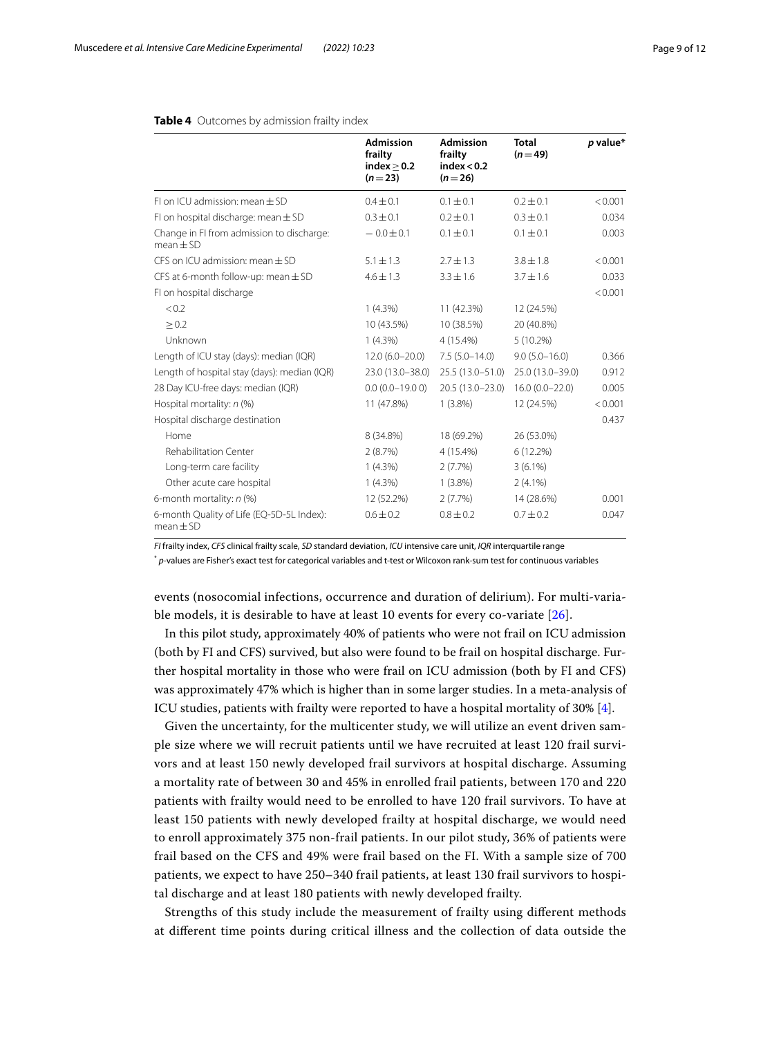**Table 4** Outcomes by admission frailty index

| | Admission frailty index ≥ 0.2 (n = 23) | Admission frailty index < 0.2 (n = 26) | Total (n = 49) | p value* |
|---|---|---|---|---|
| FI on ICU admission: mean ± SD | 0.4 ± 0.1 | 0.1 ± 0.1 | 0.2 ± 0.1 | < 0.001 |
| FI on hospital discharge: mean ± SD | 0.3 ± 0.1 | 0.2 ± 0.1 | 0.3 ± 0.1 | 0.034 |
| Change in FI from admission to discharge: mean ± SD | − 0.0 ± 0.1 | 0.1 ± 0.1 | 0.1 ± 0.1 | 0.003 |
| CFS on ICU admission: mean ± SD | 5.1 ± 1.3 | 2.7 ± 1.3 | 3.8 ± 1.8 | < 0.001 |
| CFS at 6-month follow-up: mean ± SD | 4.6 ± 1.3 | 3.3 ± 1.6 | 3.7 ± 1.6 | 0.033 |
| FI on hospital discharge | | | | < 0.001 |
| < 0.2 | 1 (4.3%) | 11 (42.3%) | 12 (24.5%) | |
| ≥ 0.2 | 10 (43.5%) | 10 (38.5%) | 20 (40.8%) | |
| Unknown | 1 (4.3%) | 4 (15.4%) | 5 (10.2%) | |
| Length of ICU stay (days): median (IQR) | 12.0 (6.0–20.0) | 7.5 (5.0–14.0) | 9.0 (5.0–16.0) | 0.366 |
| Length of hospital stay (days): median (IQR) | 23.0 (13.0–38.0) | 25.5 (13.0–51.0) | 25.0 (13.0–39.0) | 0.912 |
| 28 Day ICU-free days: median (IQR) | 0.0 (0.0–19.0 0) | 20.5 (13.0–23.0) | 16.0 (0.0–22.0) | 0.005 |
| Hospital mortality: n (%) | 11 (47.8%) | 1 (3.8%) | 12 (24.5%) | < 0.001 |
| Hospital discharge destination | | | | 0.437 |
| Home | 8 (34.8%) | 18 (69.2%) | 26 (53.0%) | |
| Rehabilitation Center | 2 (8.7%) | 4 (15.4%) | 6 (12.2%) | |
| Long-term care facility | 1 (4.3%) | 2 (7.7%) | 3 (6.1%) | |
| Other acute care hospital | 1 (4.3%) | 1 (3.8%) | 2 (4.1%) | |
| 6-month mortality: n (%) | 12 (52.2%) | 2 (7.7%) | 14 (28.6%) | 0.001 |
| 6-month Quality of Life (EQ-5D-5L Index): mean ± SD | 0.6 ± 0.2 | 0.8 ± 0.2 | 0.7 ± 0.2 | 0.047 |

*FI* frailty index, *CFS* clinical frailty scale, *SD* standard deviation, *ICU* intensive care unit, *IQR* interquartile range

[*] *p*-values are Fisher's exact test for categorical variables and t-test or Wilcoxon rank-sum test for continuous variables

events (nosocomial infections, occurrence and duration of delirium). For multi-variable models, it is desirable to have at least 10 events for every co-variate [26].

In this pilot study, approximately 40% of patients who were not frail on ICU admission (both by FI and CFS) survived, but also were found to be frail on hospital discharge. Further hospital mortality in those who were frail on ICU admission (both by FI and CFS) was approximately 47% which is higher than in some larger studies. In a meta-analysis of ICU studies, patients with frailty were reported to have a hospital mortality of 30% [4].

Given the uncertainty, for the multicenter study, we will utilize an event driven sample size where we will recruit patients until we have recruited at least 120 frail survivors and at least 150 newly developed frail survivors at hospital discharge. Assuming a mortality rate of between 30 and 45% in enrolled frail patients, between 170 and 220 patients with frailty would need to be enrolled to have 120 frail survivors. To have at least 150 patients with newly developed frailty at hospital discharge, we would need to enroll approximately 375 non-frail patients. In our pilot study, 36% of patients were frail based on the CFS and 49% were frail based on the FI. With a sample size of 700 patients, we expect to have 250–340 frail patients, at least 130 frail survivors to hospital discharge and at least 180 patients with newly developed frailty.

Strengths of this study include the measurement of frailty using different methods at different time points during critical illness and the collection of data outside the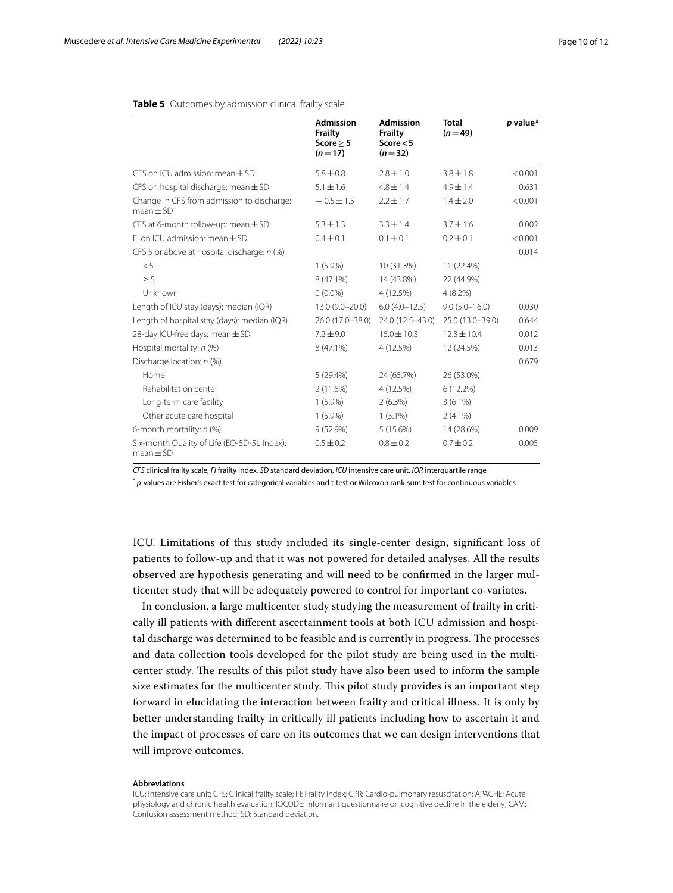**Table 5** Outcomes by admission clinical frailty scale

| | Admission Frailty Score ≥ 5 (n = 17) | Admission Frailty Score < 5 (n = 32) | Total (n = 49) | p value* |
|---|---|---|---|---|
| CFS on ICU admission: mean ± SD | 5.8 ± 0.8 | 2.8 ± 1.0 | 3.8 ± 1.8 | < 0.001 |
| CFS on hospital discharge: mean ± SD | 5.1 ± 1.6 | 4.8 ± 1.4 | 4.9 ± 1.4 | 0.631 |
| Change in CFS from admission to discharge: mean ± SD | − 0.5 ± 1.5 | 2.2 ± 1.7 | 1.4 ± 2.0 | < 0.001 |
| CFS at 6-month follow-up: mean ± SD | 5.3 ± 1.3 | 3.3 ± 1.4 | 3.7 ± 1.6 | 0.002 |
| FI on ICU admission: mean ± SD | 0.4 ± 0.1 | 0.1 ± 0.1 | 0.2 ± 0.1 | < 0.001 |
| CFS 5 or above at hospital discharge: n (%) | | | | 0.014 |
| < 5 | 1 (5.9%) | 10 (31.3%) | 11 (22.4%) | |
| ≥ 5 | 8 (47.1%) | 14 (43.8%) | 22 (44.9%) | |
| Unknown | 0 (0.0%) | 4 (12.5%) | 4 (8.2%) | |
| Length of ICU stay (days): median (IQR) | 13.0 (9.0–20.0) | 6.0 (4.0–12.5) | 9.0 (5.0–16.0) | 0.030 |
| Length of hospital stay (days): median (IQR) | 26.0 (17.0–38.0) | 24.0 (12.5–43.0) | 25.0 (13.0–39.0) | 0.644 |
| 28-day ICU-free days: mean ± SD | 7.2 ± 9.0 | 15.0 ± 10.3 | 12.3 ± 10.4 | 0.012 |
| Hospital mortality: n (%) | 8 (47.1%) | 4 (12.5%) | 12 (24.5%) | 0.013 |
| Discharge location: n (%) | | | | 0.679 |
| Home | 5 (29.4%) | 24 (65.7%) | 26 (53.0%) | |
| Rehabilitation center | 2 (11.8%) | 4 (12.5%) | 6 (12.2%) | |
| Long-term care facility | 1 (5.9%) | 2 (6.3%) | 3 (6.1%) | |
| Other acute care hospital | 1 (5.9%) | 1 (3.1%) | 2 (4.1%) | |
| 6-month mortality: n (%) | 9 (52.9%) | 5 (15.6%) | 14 (28.6%) | 0.009 |
| Six-month Quality of Life (EQ-5D-5L Index): mean ± SD | 0.5 ± 0.2 | 0.8 ± 0.2 | 0.7 ± 0.2 | 0.005 |

*CFS* clinical frailty scale, *FI* frailty index, *SD* standard deviation, *ICU* intensive care unit, *IQR* interquartile range

\* p-values are Fisher's exact test for categorical variables and t-test or Wilcoxon rank-sum test for continuous variables

ICU. Limitations of this study included its single-center design, significant loss of patients to follow-up and that it was not powered for detailed analyses. All the results observed are hypothesis generating and will need to be confirmed in the larger multicenter study that will be adequately powered to control for important co-variates.

In conclusion, a large multicenter study studying the measurement of frailty in critically ill patients with different ascertainment tools at both ICU admission and hospital discharge was determined to be feasible and is currently in progress. The processes and data collection tools developed for the pilot study are being used in the multicenter study. The results of this pilot study have also been used to inform the sample size estimates for the multicenter study. This pilot study provides is an important step forward in elucidating the interaction between frailty and critical illness. It is only by better understanding frailty in critically ill patients including how to ascertain it and the impact of processes of care on its outcomes that we can design interventions that will improve outcomes.

#### Abbreviations

ICU: Intensive care unit; CFS: Clinical frailty scale; FI: Frailty index; CPR: Cardio-pulmonary resuscitation; APACHE: Acute physiology and chronic health evaluation; IQCODE: Informant questionnaire on cognitive decline in the elderly; CAM: Confusion assessment method; SD: Standard deviation.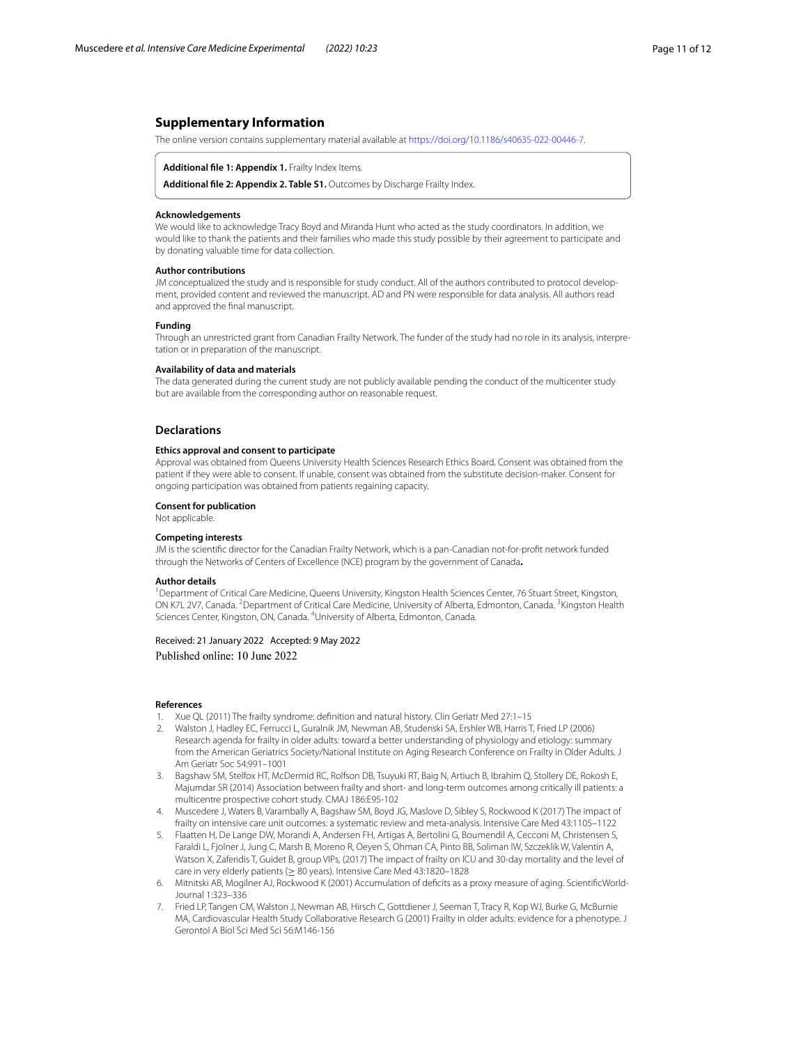## Supplementary Information

The online version contains supplementary material available at https://doi.org/10.1186/s40635-022-00446-7.

**Additional file 1: Appendix 1.** Frailty Index Items.

**Additional file 2: Appendix 2. Table S1.** Outcomes by Discharge Frailty Index.

### Acknowledgements

We would like to acknowledge Tracy Boyd and Miranda Hunt who acted as the study coordinators. In addition, we would like to thank the patients and their families who made this study possible by their agreement to participate and by donating valuable time for data collection.

### Author contributions

JM conceptualized the study and is responsible for study conduct. All of the authors contributed to protocol development, provided content and reviewed the manuscript. AD and PN were responsible for data analysis. All authors read and approved the final manuscript.

### Funding

Through an unrestricted grant from Canadian Frailty Network. The funder of the study had no role in its analysis, interpretation or in preparation of the manuscript.

### Availability of data and materials

The data generated during the current study are not publicly available pending the conduct of the multicenter study but are available from the corresponding author on reasonable request.

## Declarations

### Ethics approval and consent to participate

Approval was obtained from Queens University Health Sciences Research Ethics Board. Consent was obtained from the patient if they were able to consent. If unable, consent was obtained from the substitute decision-maker. Consent for ongoing participation was obtained from patients regaining capacity.

### Consent for publication

Not applicable.

### Competing interests

JM is the scientific director for the Canadian Frailty Network, which is a pan-Canadian not-for-profit network funded through the Networks of Centers of Excellence (NCE) program by the government of Canada**.**

### Author details

[1]Department of Critical Care Medicine, Queens University, Kingston Health Sciences Center, 76 Stuart Street, Kingston, ON K7L 2V7, Canada. [2]Department of Critical Care Medicine, University of Alberta, Edmonton, Canada. [3]Kingston Health Sciences Center, Kingston, ON, Canada. [4]University of Alberta, Edmonton, Canada.

Received: 21 January 2022 Accepted: 9 May 2022
Published online: 10 June 2022

### References

1. Xue QL (2011) The frailty syndrome: definition and natural history. Clin Geriatr Med 27:1–15
2. Walston J, Hadley EC, Ferrucci L, Guralnik JM, Newman AB, Studenski SA, Ershler WB, Harris T, Fried LP (2006) Research agenda for frailty in older adults: toward a better understanding of physiology and etiology: summary from the American Geriatrics Society/National Institute on Aging Research Conference on Frailty in Older Adults. J Am Geriatr Soc 54:991–1001
3. Bagshaw SM, Stelfox HT, McDermid RC, Rolfson DB, Tsuyuki RT, Baig N, Artiuch B, Ibrahim Q, Stollery DE, Rokosh E, Majumdar SR (2014) Association between frailty and short- and long-term outcomes among critically ill patients: a multicentre prospective cohort study. CMAJ 186:E95-102
4. Muscedere J, Waters B, Varambally A, Bagshaw SM, Boyd JG, Maslove D, Sibley S, Rockwood K (2017) The impact of frailty on intensive care unit outcomes: a systematic review and meta-analysis. Intensive Care Med 43:1105–1122
5. Flaatten H, De Lange DW, Morandi A, Andersen FH, Artigas A, Bertolini G, Boumendil A, Cecconi M, Christensen S, Faraldi L, Fjolner J, Jung C, Marsh B, Moreno R, Oeyen S, Ohman CA, Pinto BB, Soliman IW, Szczeklik W, Valentin A, Watson X, Zaferidis T, Guidet B, group VIPs, (2017) The impact of frailty on ICU and 30-day mortality and the level of care in very elderly patients (≥ 80 years). Intensive Care Med 43:1820–1828
6. Mitnitski AB, Mogilner AJ, Rockwood K (2001) Accumulation of deficits as a proxy measure of aging. ScientificWorldJournal 1:323–336
7. Fried LP, Tangen CM, Walston J, Newman AB, Hirsch C, Gottdiener J, Seeman T, Tracy R, Kop WJ, Burke G, McBurnie MA, Cardiovascular Health Study Collaborative Research G (2001) Frailty in older adults: evidence for a phenotype. J Gerontol A Biol Sci Med Sci 56:M146-156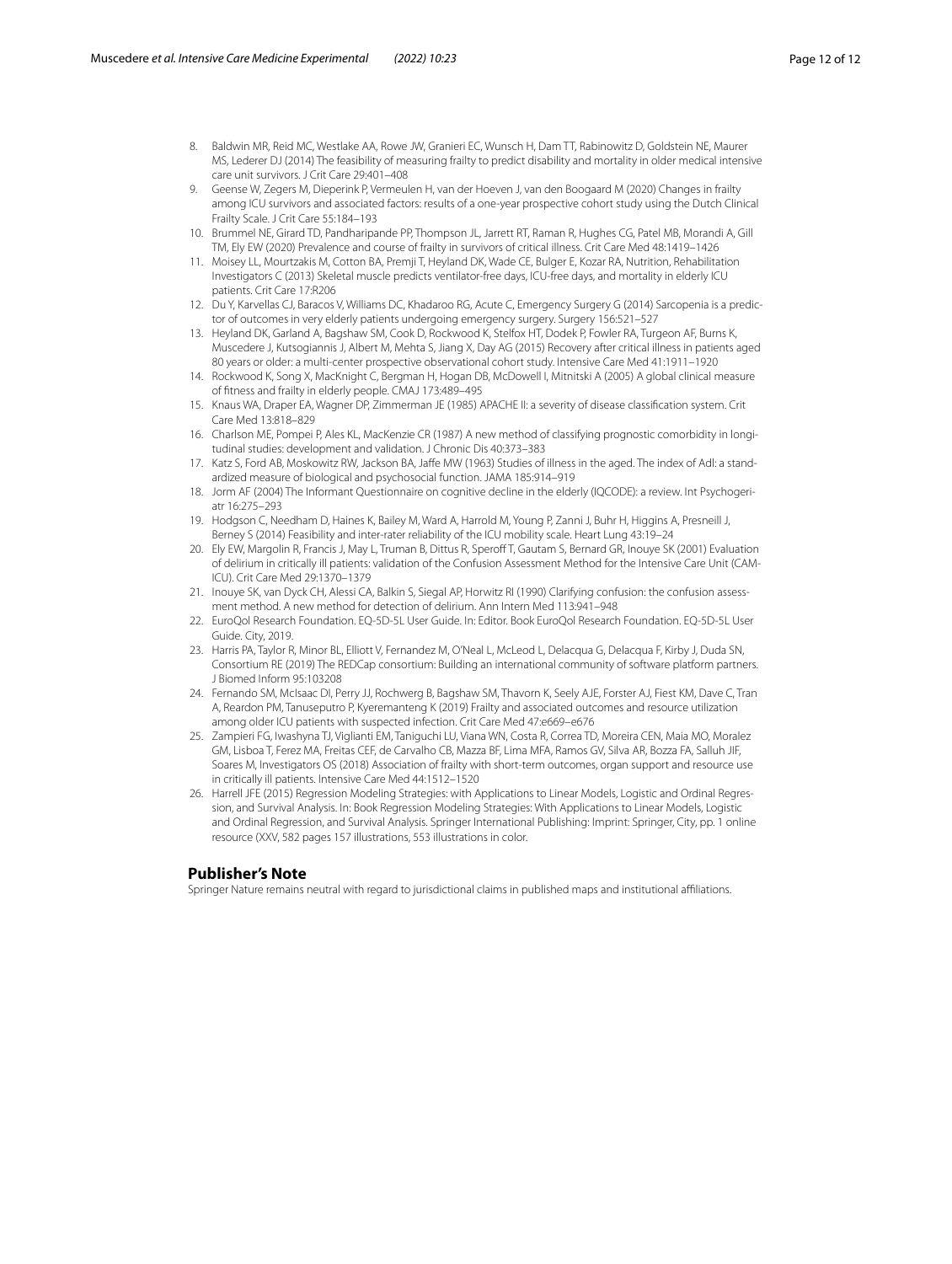8. Baldwin MR, Reid MC, Westlake AA, Rowe JW, Granieri EC, Wunsch H, Dam TT, Rabinowitz D, Goldstein NE, Maurer MS, Lederer DJ (2014) The feasibility of measuring frailty to predict disability and mortality in older medical intensive care unit survivors. J Crit Care 29:401–408
9. Geense W, Zegers M, Dieperink P, Vermeulen H, van der Hoeven J, van den Boogaard M (2020) Changes in frailty among ICU survivors and associated factors: results of a one-year prospective cohort study using the Dutch Clinical Frailty Scale. J Crit Care 55:184–193
10. Brummel NE, Girard TD, Pandharipande PP, Thompson JL, Jarrett RT, Raman R, Hughes CG, Patel MB, Morandi A, Gill TM, Ely EW (2020) Prevalence and course of frailty in survivors of critical illness. Crit Care Med 48:1419–1426
11. Moisey LL, Mourtzakis M, Cotton BA, Premji T, Heyland DK, Wade CE, Bulger E, Kozar RA, Nutrition, Rehabilitation Investigators C (2013) Skeletal muscle predicts ventilator-free days, ICU-free days, and mortality in elderly ICU patients. Crit Care 17:R206
12. Du Y, Karvellas CJ, Baracos V, Williams DC, Khadaroo RG, Acute C, Emergency Surgery G (2014) Sarcopenia is a predictor of outcomes in very elderly patients undergoing emergency surgery. Surgery 156:521–527
13. Heyland DK, Garland A, Bagshaw SM, Cook D, Rockwood K, Stelfox HT, Dodek P, Fowler RA, Turgeon AF, Burns K, Muscedere J, Kutsogiannis J, Albert M, Mehta S, Jiang X, Day AG (2015) Recovery after critical illness in patients aged 80 years or older: a multi-center prospective observational cohort study. Intensive Care Med 41:1911–1920
14. Rockwood K, Song X, MacKnight C, Bergman H, Hogan DB, McDowell I, Mitnitski A (2005) A global clinical measure of fitness and frailty in elderly people. CMAJ 173:489–495
15. Knaus WA, Draper EA, Wagner DP, Zimmerman JE (1985) APACHE II: a severity of disease classification system. Crit Care Med 13:818–829
16. Charlson ME, Pompei P, Ales KL, MacKenzie CR (1987) A new method of classifying prognostic comorbidity in longitudinal studies: development and validation. J Chronic Dis 40:373–383
17. Katz S, Ford AB, Moskowitz RW, Jackson BA, Jaffe MW (1963) Studies of illness in the aged. The index of Adl: a standardized measure of biological and psychosocial function. JAMA 185:914–919
18. Jorm AF (2004) The Informant Questionnaire on cognitive decline in the elderly (IQCODE): a review. Int Psychogeriatr 16:275–293
19. Hodgson C, Needham D, Haines K, Bailey M, Ward A, Harrold M, Young P, Zanni J, Buhr H, Higgins A, Presneill J, Berney S (2014) Feasibility and inter-rater reliability of the ICU mobility scale. Heart Lung 43:19–24
20. Ely EW, Margolin R, Francis J, May L, Truman B, Dittus R, Speroff T, Gautam S, Bernard GR, Inouye SK (2001) Evaluation of delirium in critically ill patients: validation of the Confusion Assessment Method for the Intensive Care Unit (CAM-ICU). Crit Care Med 29:1370–1379
21. Inouye SK, van Dyck CH, Alessi CA, Balkin S, Siegal AP, Horwitz RI (1990) Clarifying confusion: the confusion assessment method. A new method for detection of delirium. Ann Intern Med 113:941–948
22. EuroQol Research Foundation. EQ-5D-5L User Guide. In: Editor. Book EuroQol Research Foundation. EQ-5D-5L User Guide. City, 2019.
23. Harris PA, Taylor R, Minor BL, Elliott V, Fernandez M, O'Neal L, McLeod L, Delacqua G, Delacqua F, Kirby J, Duda SN, Consortium RE (2019) The REDCap consortium: Building an international community of software platform partners. J Biomed Inform 95:103208
24. Fernando SM, McIsaac DI, Perry JJ, Rochwerg B, Bagshaw SM, Thavorn K, Seely AJE, Forster AJ, Fiest KM, Dave C, Tran A, Reardon PM, Tanuseputro P, Kyeremanteng K (2019) Frailty and associated outcomes and resource utilization among older ICU patients with suspected infection. Crit Care Med 47:e669–e676
25. Zampieri FG, Iwashyna TJ, Viglianti EM, Taniguchi LU, Viana WN, Costa R, Correa TD, Moreira CEN, Maia MO, Moralez GM, Lisboa T, Ferez MA, Freitas CEF, de Carvalho CB, Mazza BF, Lima MFA, Ramos GV, Silva AR, Bozza FA, Salluh JIF, Soares M, Investigators OS (2018) Association of frailty with short-term outcomes, organ support and resource use in critically ill patients. Intensive Care Med 44:1512–1520
26. Harrell JFE (2015) Regression Modeling Strategies: with Applications to Linear Models, Logistic and Ordinal Regression, and Survival Analysis. In: Book Regression Modeling Strategies: With Applications to Linear Models, Logistic and Ordinal Regression, and Survival Analysis. Springer International Publishing: Imprint: Springer, City, pp. 1 online resource (XXV, 582 pages 157 illustrations, 553 illustrations in color.

## Publisher's Note

Springer Nature remains neutral with regard to jurisdictional claims in published maps and institutional affiliations.